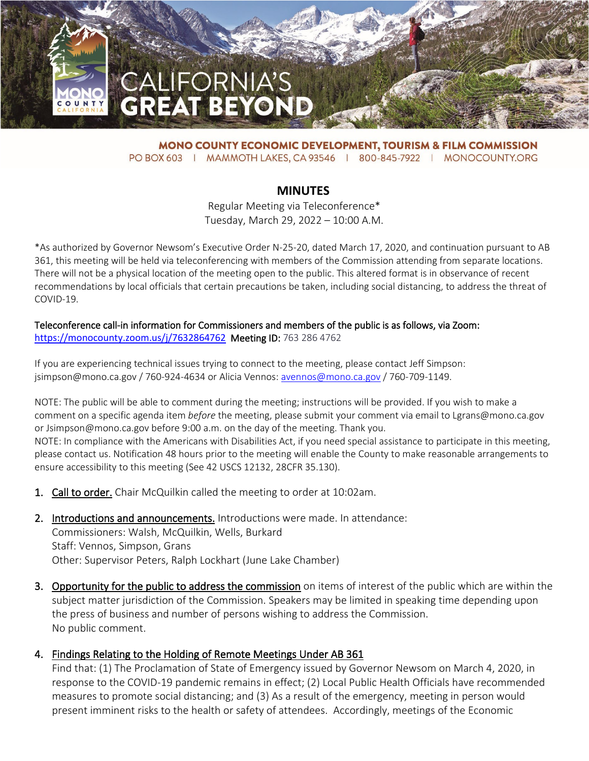**MONO COUNTY ECONOMIC DEVELOPMENT, TOURISM & FILM COMMISSION**
PO BOX 603 | MAMMOTH LAKES, CA 93546 | 800-845-7922 | MONOCOUNTY.ORG

# MINUTES

Regular Meeting via Teleconference*
Tuesday, March 29, 2022 – 10:00 A.M.

*As authorized by Governor Newsom's Executive Order N-25-20, dated March 17, 2020, and continuation pursuant to AB 361, this meeting will be held via teleconferencing with members of the Commission attending from separate locations. There will not be a physical location of the meeting open to the public. This altered format is in observance of recent recommendations by local officials that certain precautions be taken, including social distancing, to address the threat of COVID-19.

Teleconference call-in information for Commissioners and members of the public is as follows, via Zoom:
https://monocounty.zoom.us/j/7632864762 **Meeting ID:** 763 286 4762

If you are experiencing technical issues trying to connect to the meeting, please contact Jeff Simpson: jsimpson@mono.ca.gov / 760-924-4634 or Alicia Vennos: avennos@mono.ca.gov / 760-709-1149.

NOTE: The public will be able to comment during the meeting; instructions will be provided. If you wish to make a comment on a specific agenda item *before* the meeting, please submit your comment via email to Lgrans@mono.ca.gov or Jsimpson@mono.ca.gov before 9:00 a.m. on the day of the meeting. Thank you.
NOTE: In compliance with the Americans with Disabilities Act, if you need special assistance to participate in this meeting, please contact us. Notification 48 hours prior to the meeting will enable the County to make reasonable arrangements to ensure accessibility to this meeting (See 42 USCS 12132, 28CFR 35.130).

1. Call to order. Chair McQuilkin called the meeting to order at 10:02am.

2. Introductions and announcements. Introductions were made. In attendance:
   Commissioners: Walsh, McQuilkin, Wells, Burkard
   Staff: Vennos, Simpson, Grans
   Other: Supervisor Peters, Ralph Lockhart (June Lake Chamber)

3. Opportunity for the public to address the commission on items of interest of the public which are within the subject matter jurisdiction of the Commission. Speakers may be limited in speaking time depending upon the press of business and number of persons wishing to address the Commission.
   No public comment.

4. Findings Relating to the Holding of Remote Meetings Under AB 361
   Find that: (1) The Proclamation of State of Emergency issued by Governor Newsom on March 4, 2020, in response to the COVID-19 pandemic remains in effect; (2) Local Public Health Officials have recommended measures to promote social distancing; and (3) As a result of the emergency, meeting in person would present imminent risks to the health or safety of attendees. Accordingly, meetings of the Economic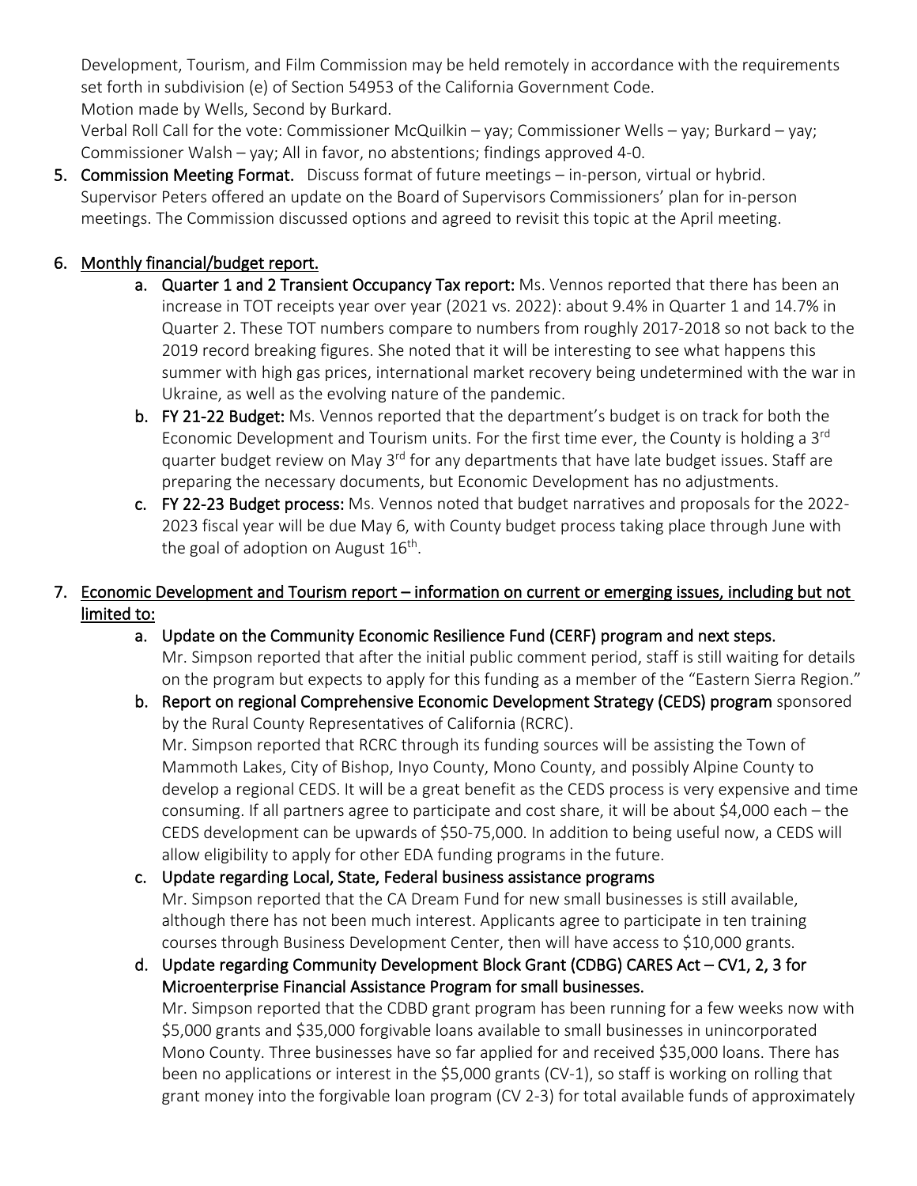Development, Tourism, and Film Commission may be held remotely in accordance with the requirements set forth in subdivision (e) of Section 54953 of the California Government Code.
Motion made by Wells, Second by Burkard.
Verbal Roll Call for the vote: Commissioner McQuilkin – yay; Commissioner Wells – yay; Burkard – yay; Commissioner Walsh – yay; All in favor, no abstentions; findings approved 4-0.

5. **Commission Meeting Format.** Discuss format of future meetings – in-person, virtual or hybrid. Supervisor Peters offered an update on the Board of Supervisors Commissioners' plan for in-person meetings. The Commission discussed options and agreed to revisit this topic at the April meeting.

6. Monthly financial/budget report.
   a. **Quarter 1 and 2 Transient Occupancy Tax report:** Ms. Vennos reported that there has been an increase in TOT receipts year over year (2021 vs. 2022): about 9.4% in Quarter 1 and 14.7% in Quarter 2. These TOT numbers compare to numbers from roughly 2017-2018 so not back to the 2019 record breaking figures. She noted that it will be interesting to see what happens this summer with high gas prices, international market recovery being undetermined with the war in Ukraine, as well as the evolving nature of the pandemic.
   b. **FY 21-22 Budget:** Ms. Vennos reported that the department's budget is on track for both the Economic Development and Tourism units. For the first time ever, the County is holding a 3rd quarter budget review on May 3rd for any departments that have late budget issues. Staff are preparing the necessary documents, but Economic Development has no adjustments.
   c. **FY 22-23 Budget process:** Ms. Vennos noted that budget narratives and proposals for the 2022-2023 fiscal year will be due May 6, with County budget process taking place through June with the goal of adoption on August 16th.

7. Economic Development and Tourism report – information on current or emerging issues, including but not limited to:
   a. **Update on the Community Economic Resilience Fund (CERF) program and next steps.**
   Mr. Simpson reported that after the initial public comment period, staff is still waiting for details on the program but expects to apply for this funding as a member of the "Eastern Sierra Region."
   b. **Report on regional Comprehensive Economic Development Strategy (CEDS) program** sponsored by the Rural County Representatives of California (RCRC).
   Mr. Simpson reported that RCRC through its funding sources will be assisting the Town of Mammoth Lakes, City of Bishop, Inyo County, Mono County, and possibly Alpine County to develop a regional CEDS. It will be a great benefit as the CEDS process is very expensive and time consuming. If all partners agree to participate and cost share, it will be about $4,000 each – the CEDS development can be upwards of $50-75,000. In addition to being useful now, a CEDS will allow eligibility to apply for other EDA funding programs in the future.
   c. **Update regarding Local, State, Federal business assistance programs**
   Mr. Simpson reported that the CA Dream Fund for new small businesses is still available, although there has not been much interest. Applicants agree to participate in ten training courses through Business Development Center, then will have access to $10,000 grants.
   d. **Update regarding Community Development Block Grant (CDBG) CARES Act – CV1, 2, 3 for Microenterprise Financial Assistance Program for small businesses.**
   Mr. Simpson reported that the CDBD grant program has been running for a few weeks now with $5,000 grants and $35,000 forgivable loans available to small businesses in unincorporated Mono County. Three businesses have so far applied for and received $35,000 loans. There has been no applications or interest in the $5,000 grants (CV-1), so staff is working on rolling that grant money into the forgivable loan program (CV 2-3) for total available funds of approximately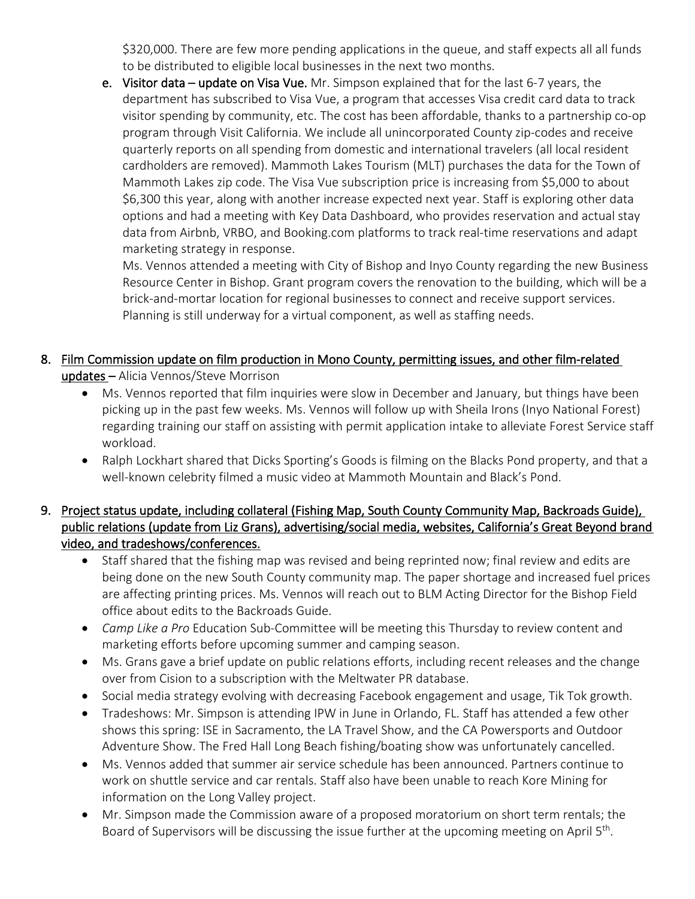$320,000. There are few more pending applications in the queue, and staff expects all all funds to be distributed to eligible local businesses in the next two months.

e. **Visitor data – update on Visa Vue.** Mr. Simpson explained that for the last 6-7 years, the department has subscribed to Visa Vue, a program that accesses Visa credit card data to track visitor spending by community, etc. The cost has been affordable, thanks to a partnership co-op program through Visit California. We include all unincorporated County zip-codes and receive quarterly reports on all spending from domestic and international travelers (all local resident cardholders are removed). Mammoth Lakes Tourism (MLT) purchases the data for the Town of Mammoth Lakes zip code. The Visa Vue subscription price is increasing from $5,000 to about $6,300 this year, along with another increase expected next year. Staff is exploring other data options and had a meeting with Key Data Dashboard, who provides reservation and actual stay data from Airbnb, VRBO, and Booking.com platforms to track real-time reservations and adapt marketing strategy in response.

   Ms. Vennos attended a meeting with City of Bishop and Inyo County regarding the new Business Resource Center in Bishop. Grant program covers the renovation to the building, which will be a brick-and-mortar location for regional businesses to connect and receive support services. Planning is still underway for a virtual component, as well as staffing needs.

8. Film Commission update on film production in Mono County, permitting issues, and other film-related updates – Alicia Vennos/Steve Morrison
   - Ms. Vennos reported that film inquiries were slow in December and January, but things have been picking up in the past few weeks. Ms. Vennos will follow up with Sheila Irons (Inyo National Forest) regarding training our staff on assisting with permit application intake to alleviate Forest Service staff workload.
   - Ralph Lockhart shared that Dicks Sporting's Goods is filming on the Blacks Pond property, and that a well-known celebrity filmed a music video at Mammoth Mountain and Black's Pond.

9. Project status update, including collateral (Fishing Map, South County Community Map, Backroads Guide), public relations (update from Liz Grans), advertising/social media, websites, California's Great Beyond brand video, and tradeshows/conferences.
   - Staff shared that the fishing map was revised and being reprinted now; final review and edits are being done on the new South County community map. The paper shortage and increased fuel prices are affecting printing prices. Ms. Vennos will reach out to BLM Acting Director for the Bishop Field office about edits to the Backroads Guide.
   - *Camp Like a Pro* Education Sub-Committee will be meeting this Thursday to review content and marketing efforts before upcoming summer and camping season.
   - Ms. Grans gave a brief update on public relations efforts, including recent releases and the change over from Cision to a subscription with the Meltwater PR database.
   - Social media strategy evolving with decreasing Facebook engagement and usage, Tik Tok growth.
   - Tradeshows: Mr. Simpson is attending IPW in June in Orlando, FL. Staff has attended a few other shows this spring: ISE in Sacramento, the LA Travel Show, and the CA Powersports and Outdoor Adventure Show. The Fred Hall Long Beach fishing/boating show was unfortunately cancelled.
   - Ms. Vennos added that summer air service schedule has been announced. Partners continue to work on shuttle service and car rentals. Staff also have been unable to reach Kore Mining for information on the Long Valley project.
   - Mr. Simpson made the Commission aware of a proposed moratorium on short term rentals; the Board of Supervisors will be discussing the issue further at the upcoming meeting on April 5th.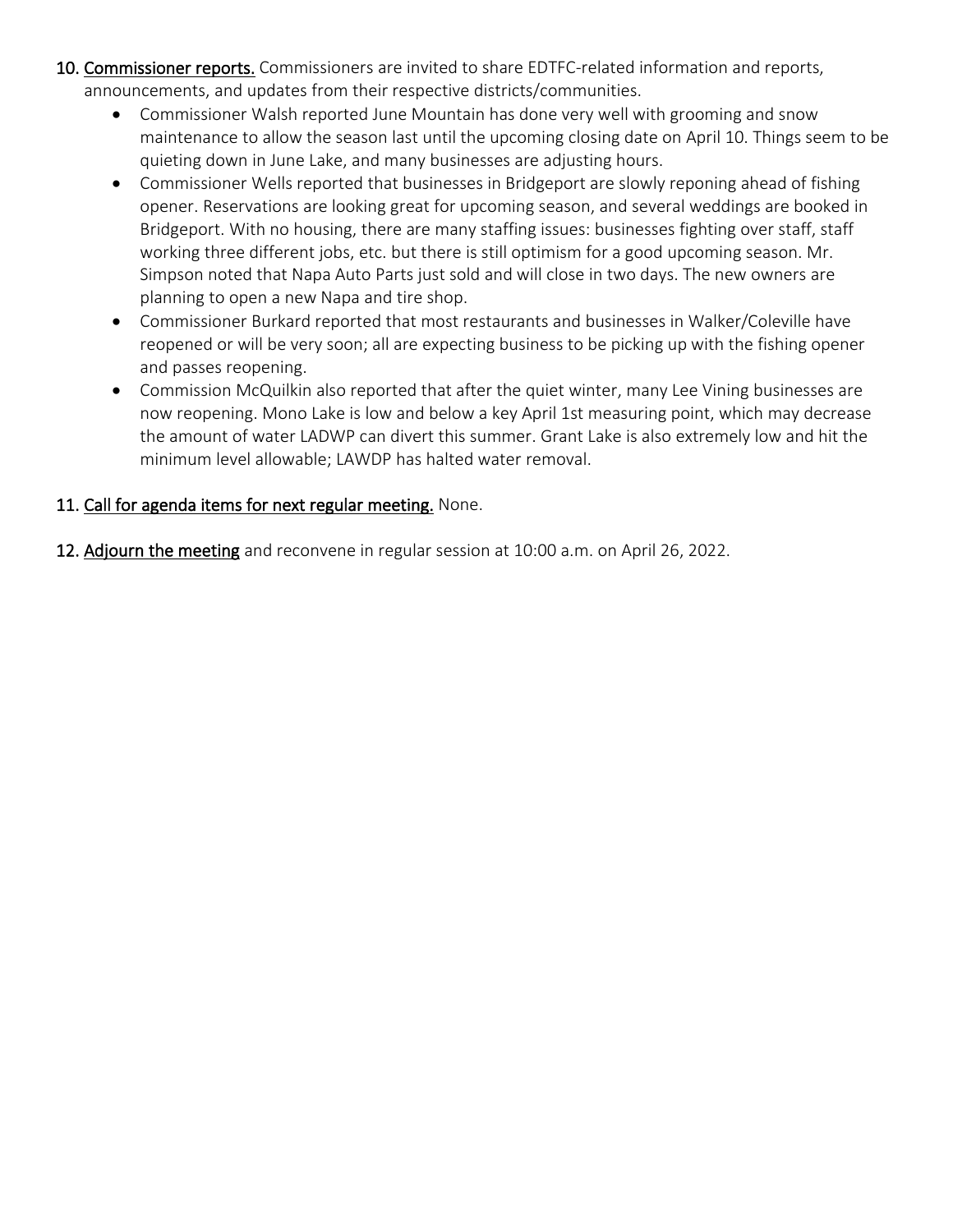10. <u>Commissioner reports.</u> Commissioners are invited to share EDTFC-related information and reports, announcements, and updates from their respective districts/communities.
    - Commissioner Walsh reported June Mountain has done very well with grooming and snow maintenance to allow the season last until the upcoming closing date on April 10. Things seem to be quieting down in June Lake, and many businesses are adjusting hours.
    - Commissioner Wells reported that businesses in Bridgeport are slowly reponing ahead of fishing opener. Reservations are looking great for upcoming season, and several weddings are booked in Bridgeport. With no housing, there are many staffing issues: businesses fighting over staff, staff working three different jobs, etc. but there is still optimism for a good upcoming season. Mr. Simpson noted that Napa Auto Parts just sold and will close in two days. The new owners are planning to open a new Napa and tire shop.
    - Commissioner Burkard reported that most restaurants and businesses in Walker/Coleville have reopened or will be very soon; all are expecting business to be picking up with the fishing opener and passes reopening.
    - Commission McQuilkin also reported that after the quiet winter, many Lee Vining businesses are now reopening. Mono Lake is low and below a key April 1st measuring point, which may decrease the amount of water LADWP can divert this summer. Grant Lake is also extremely low and hit the minimum level allowable; LAWDP has halted water removal.

11. <u>Call for agenda items for next regular meeting.</u> None.

12. <u>Adjourn the meeting</u> and reconvene in regular session at 10:00 a.m. on April 26, 2022.